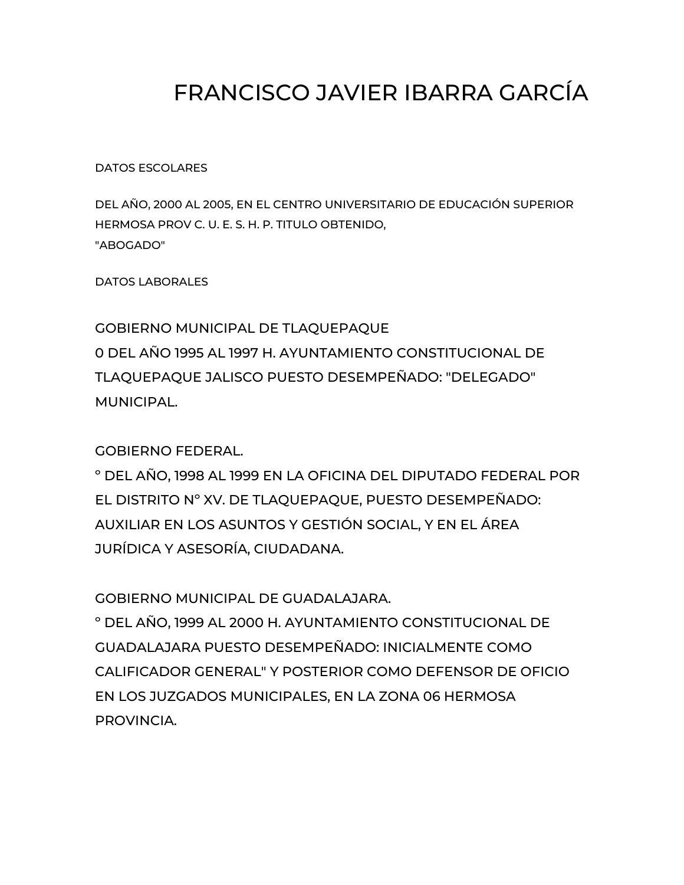# FRANCISCO JAVIER IBARRA GARCÍA

DATOS ESCOLARES

DEL AÑO, 2000 AL 2005, EN EL CENTRO UNIVERSITARIO DE EDUCACIÓN SUPERIOR HERMOSA PROV C. U. E. S. H. P. TITULO OBTENIDO, "ABOGADO"

DATOS LABORALES

GOBIERNO MUNICIPAL DE TLAQUEPAQUE
0 DEL AÑO 1995 AL 1997 H. AYUNTAMIENTO CONSTITUCIONAL DE TLAQUEPAQUE JALISCO PUESTO DESEMPEÑADO: "DELEGADO" MUNICIPAL.

GOBIERNO FEDERAL.
° DEL AÑO, 1998 AL 1999 EN LA OFICINA DEL DIPUTADO FEDERAL POR EL DISTRITO N° XV. DE TLAQUEPAQUE, PUESTO DESEMPEÑADO: AUXILIAR EN LOS ASUNTOS Y GESTIÓN SOCIAL, Y EN EL ÁREA JURÍDICA Y ASESORÍA, CIUDADANA.

GOBIERNO MUNICIPAL DE GUADALAJARA.
° DEL AÑO, 1999 AL 2000 H. AYUNTAMIENTO CONSTITUCIONAL DE GUADALAJARA PUESTO DESEMPEÑADO: INICIALMENTE COMO CALIFICADOR GENERAL" Y POSTERIOR COMO DEFENSOR DE OFICIO EN LOS JUZGADOS MUNICIPALES, EN LA ZONA 06 HERMOSA PROVINCIA.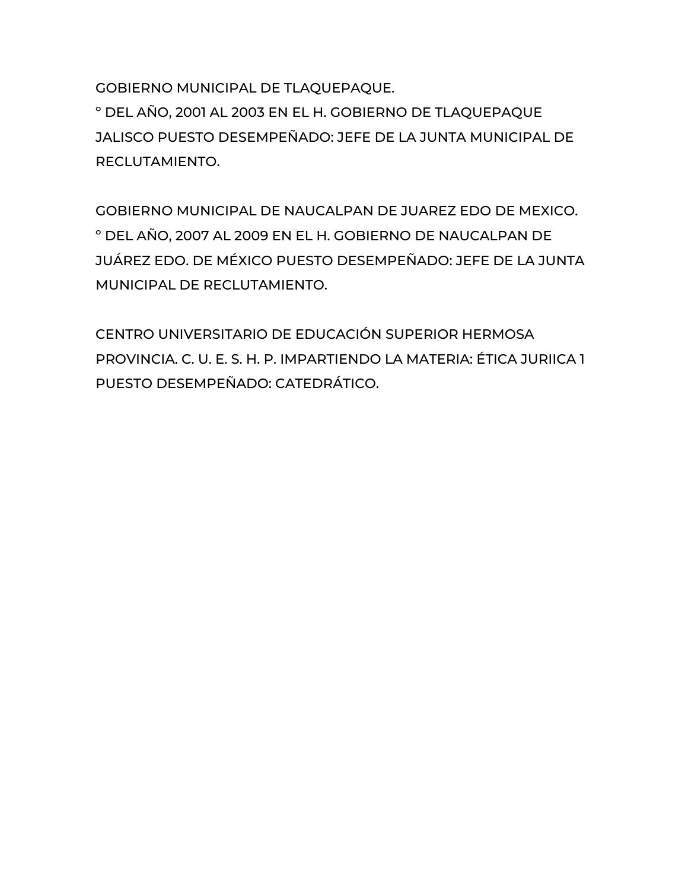GOBIERNO MUNICIPAL DE TLAQUEPAQUE.
° DEL AÑO, 2001 AL 2003 EN EL H. GOBIERNO DE TLAQUEPAQUE JALISCO PUESTO DESEMPEÑADO: JEFE DE LA JUNTA MUNICIPAL DE RECLUTAMIENTO.

GOBIERNO MUNICIPAL DE NAUCALPAN DE JUAREZ EDO DE MEXICO.
° DEL AÑO, 2007 AL 2009 EN EL H. GOBIERNO DE NAUCALPAN DE JUÁREZ EDO. DE MÉXICO PUESTO DESEMPEÑADO: JEFE DE LA JUNTA MUNICIPAL DE RECLUTAMIENTO.

CENTRO UNIVERSITARIO DE EDUCACIÓN SUPERIOR HERMOSA PROVINCIA. C. U. E. S. H. P. IMPARTIENDO LA MATERIA: ÉTICA JURIICA 1 PUESTO DESEMPEÑADO: CATEDRÁTICO.